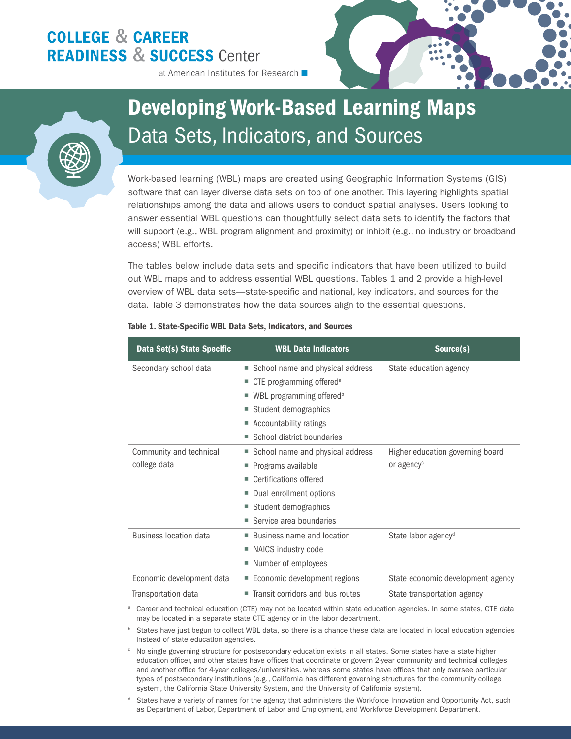COLLEGE & CAREER READINESS & SUCCESS Center

at American Institutes for Research

# Developing Work-Based Learning Maps

## Data Sets, Indicators, and Sources

Work-based learning (WBL) maps are created using Geographic Information Systems (GIS) software that can layer diverse data sets on top of one another. This layering highlights spatial relationships among the data and allows users to conduct spatial analyses. Users looking to answer essential WBL questions can thoughtfully select data sets to identify the factors that will support (e.g., WBL program alignment and proximity) or inhibit (e.g., no industry or broadband access) WBL efforts.

The tables below include data sets and specific indicators that have been utilized to build out WBL maps and to address essential WBL questions. Tables 1 and 2 provide a high-level overview of WBL data sets—state-specific and national, key indicators, and sources for the data. Table 3 demonstrates how the data sources align to the essential questions.

**Table 1. State-Specific WBL Data Sets, Indicators, and Sources**

| Data Set(s) State Specific | WBL Data Indicators | Source(s) |
|---|---|---|
| Secondary school data | ■ School name and physical address<br>■ CTE programming offered[a]<br>■ WBL programming offered[b]<br>■ Student demographics<br>■ Accountability ratings<br>■ School district boundaries | State education agency |
| Community and technical college data | ■ School name and physical address<br>■ Programs available<br>■ Certifications offered<br>■ Dual enrollment options<br>■ Student demographics<br>■ Service area boundaries | Higher education governing board or agency[c] |
| Business location data | ■ Business name and location<br>■ NAICS industry code<br>■ Number of employees | State labor agency[d] |
| Economic development data | ■ Economic development regions | State economic development agency |
| Transportation data | ■ Transit corridors and bus routes | State transportation agency |

[a] Career and technical education (CTE) may not be located within state education agencies. In some states, CTE data may be located in a separate state CTE agency or in the labor department.

[b] States have just begun to collect WBL data, so there is a chance these data are located in local education agencies instead of state education agencies.

[c] No single governing structure for postsecondary education exists in all states. Some states have a state higher education officer, and other states have offices that coordinate or govern 2-year community and technical colleges and another office for 4-year colleges/universities, whereas some states have offices that only oversee particular types of postsecondary institutions (e.g., California has different governing structures for the community college system, the California State University System, and the University of California system).

[d] States have a variety of names for the agency that administers the Workforce Innovation and Opportunity Act, such as Department of Labor, Department of Labor and Employment, and Workforce Development Department.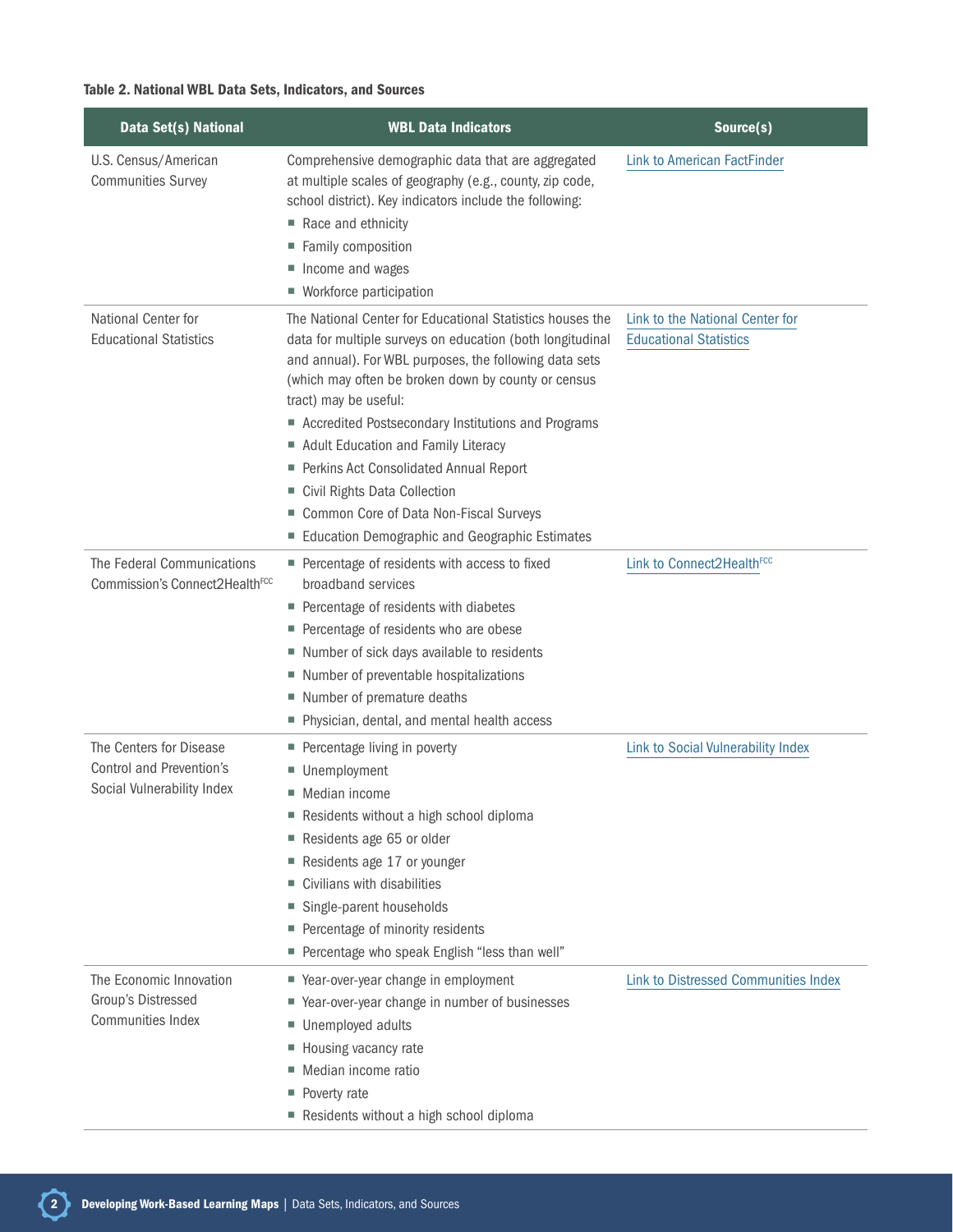**Table 2. National WBL Data Sets, Indicators, and Sources**

| Data Set(s) National | WBL Data Indicators | Source(s) |
|---|---|---|
| U.S. Census/American Communities Survey | Comprehensive demographic data that are aggregated at multiple scales of geography (e.g., county, zip code, school district). Key indicators include the following:<br>■ Race and ethnicity<br>■ Family composition<br>■ Income and wages<br>■ Workforce participation | Link to American FactFinder |
| National Center for Educational Statistics | The National Center for Educational Statistics houses the data for multiple surveys on education (both longitudinal and annual). For WBL purposes, the following data sets (which may often be broken down by county or census tract) may be useful:<br>■ Accredited Postsecondary Institutions and Programs<br>■ Adult Education and Family Literacy<br>■ Perkins Act Consolidated Annual Report<br>■ Civil Rights Data Collection<br>■ Common Core of Data Non-Fiscal Surveys<br>■ Education Demographic and Geographic Estimates | Link to the National Center for Educational Statistics |
| The Federal Communications Commission's Connect2Health[FCC] | ■ Percentage of residents with access to fixed broadband services<br>■ Percentage of residents with diabetes<br>■ Percentage of residents who are obese<br>■ Number of sick days available to residents<br>■ Number of preventable hospitalizations<br>■ Number of premature deaths<br>■ Physician, dental, and mental health access | Link to Connect2Health[FCC] |
| The Centers for Disease Control and Prevention's Social Vulnerability Index | ■ Percentage living in poverty<br>■ Unemployment<br>■ Median income<br>■ Residents without a high school diploma<br>■ Residents age 65 or older<br>■ Residents age 17 or younger<br>■ Civilians with disabilities<br>■ Single-parent households<br>■ Percentage of minority residents<br>■ Percentage who speak English "less than well" | Link to Social Vulnerability Index |
| The Economic Innovation Group's Distressed Communities Index | ■ Year-over-year change in employment<br>■ Year-over-year change in number of businesses<br>■ Unemployed adults<br>■ Housing vacancy rate<br>■ Median income ratio<br>■ Poverty rate<br>■ Residents without a high school diploma | Link to Distressed Communities Index |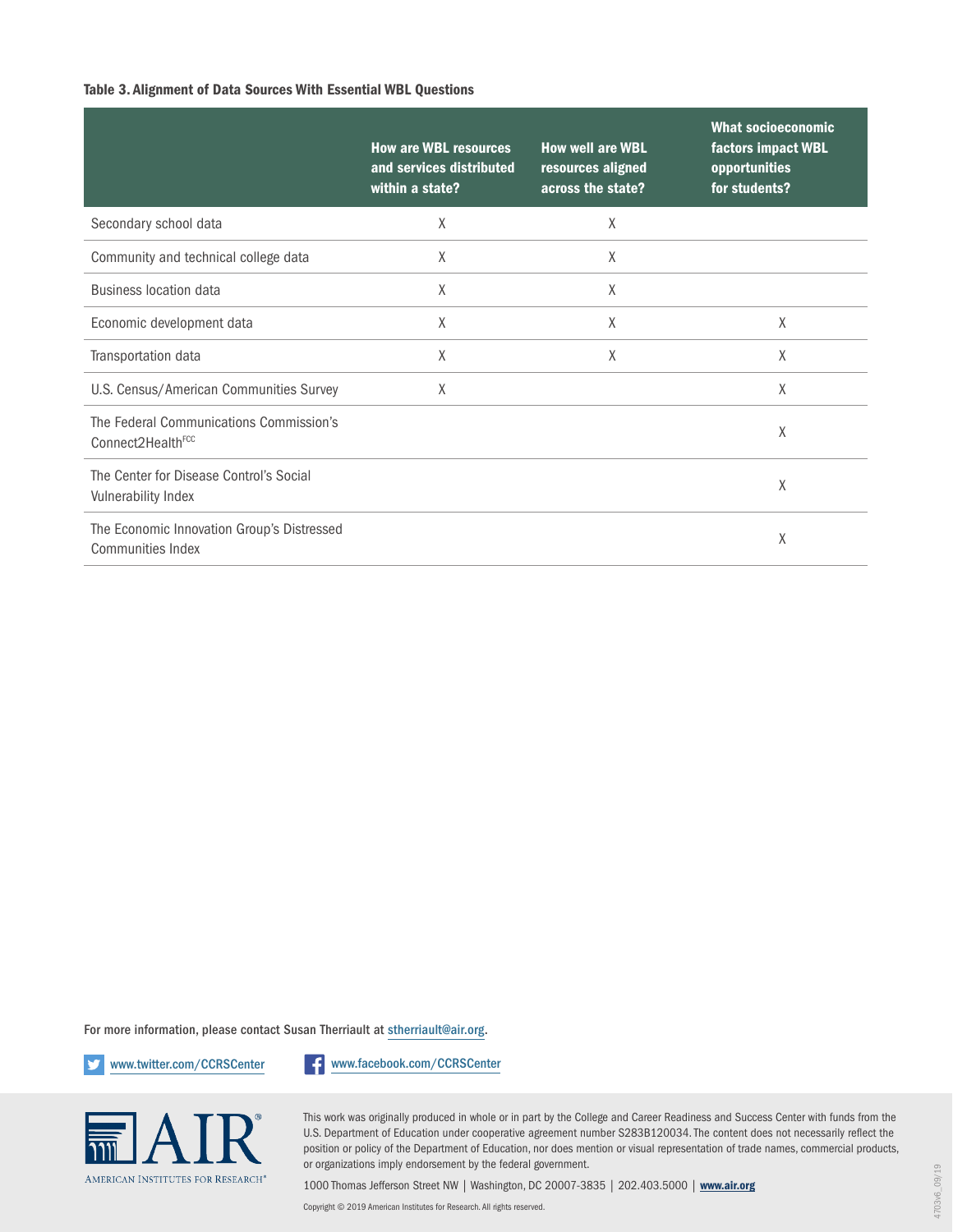**Table 3. Alignment of Data Sources With Essential WBL Questions**

| | How are WBL resources and services distributed within a state? | How well are WBL resources aligned across the state? | What socioeconomic factors impact WBL opportunities for students? |
|---|---|---|---|
| Secondary school data | X | X | |
| Community and technical college data | X | X | |
| Business location data | X | X | |
| Economic development data | X | X | X |
| Transportation data | X | X | X |
| U.S. Census/American Communities Survey | X | | X |
| The Federal Communications Commission's Connect2Health[FCC] | | | X |
| The Center for Disease Control's Social Vulnerability Index | | | X |
| The Economic Innovation Group's Distressed Communities Index | | | X |

For more information, please contact Susan Therriault at stherriault@air.org.

www.twitter.com/CCRSCenter

www.facebook.com/CCRSCenter

AIR® AMERICAN INSTITUTES FOR RESEARCH®

This work was originally produced in whole or in part by the College and Career Readiness and Success Center with funds from the U.S. Department of Education under cooperative agreement number S283B120034. The content does not necessarily reflect the position or policy of the Department of Education, nor does mention or visual representation of trade names, commercial products, or organizations imply endorsement by the federal government.

1000 Thomas Jefferson Street NW | Washington, DC 20007-3835 | 202.403.5000 | **www.air.org**

Copyright © 2019 American Institutes for Research. All rights reserved.

4703v6_09/19